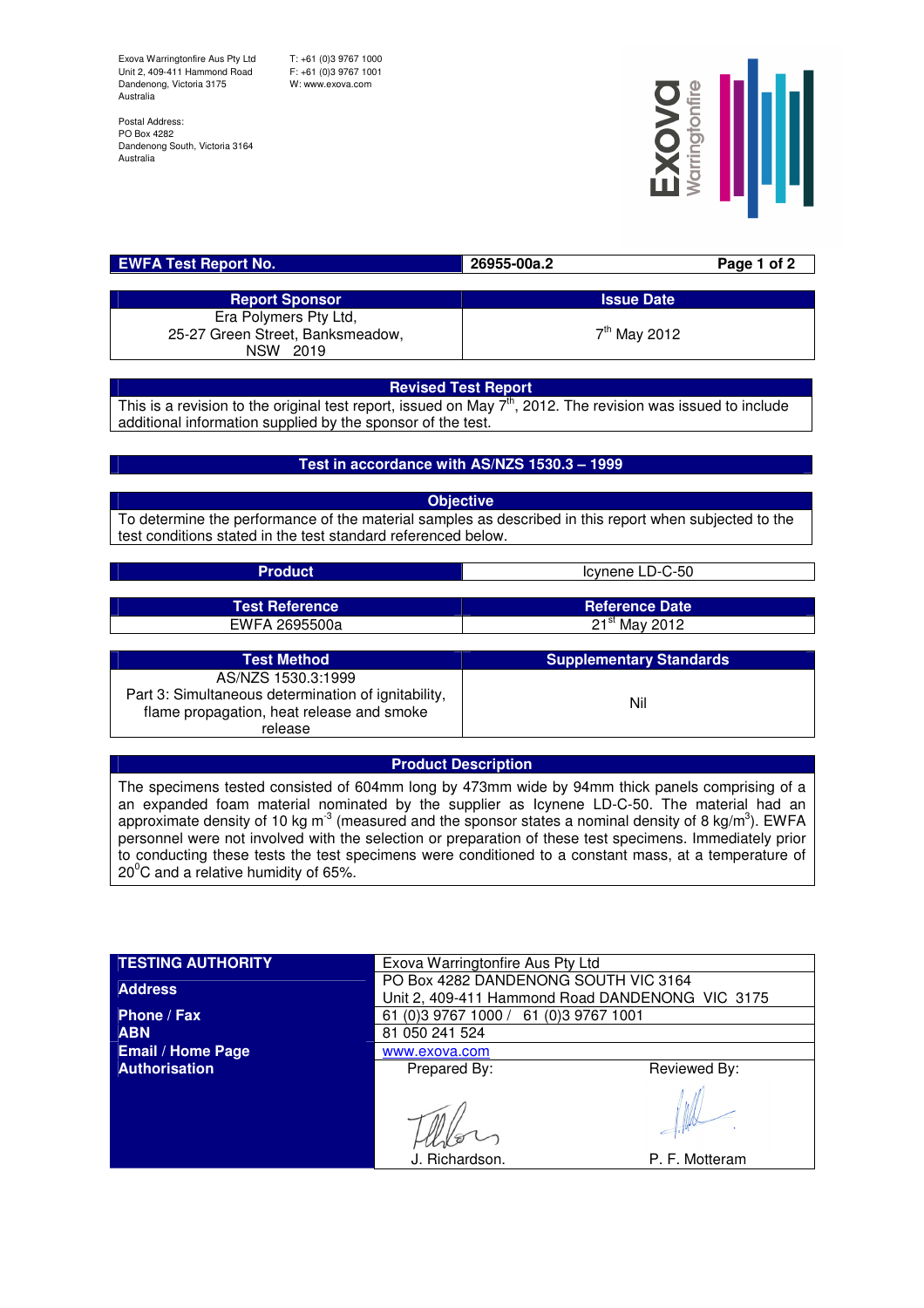Exova Warringtonfire Aus Pty Ltd
Unit 2, 409-411 Hammond Road
Dandenong, Victoria 3175
Australia

T: +61 (0)3 9767 1000
F: +61 (0)3 9767 1001
W: www.exova.com

Postal Address:
PO Box 4282
Dandenong South, Victoria 3164
Australia

| EWFA Test Report No. | 26955-00a.2 |
|---|---|

| Report Sponsor | Issue Date |
|---|---|
| Era Polymers Pty Ltd, 25-27 Green Street, Banksmeadow, NSW 2019 | 7th May 2012 |

## Revised Test Report

This is a revision to the original test report, issued on May 7th, 2012. The revision was issued to include additional information supplied by the sponsor of the test.

## Test in accordance with AS/NZS 1530.3 – 1999

## Objective

To determine the performance of the material samples as described in this report when subjected to the test conditions stated in the test standard referenced below.

| Product | Icynene LD-C-50 |
|---|---|

| Test Reference | Reference Date |
|---|---|
| EWFA 2695500a | 21st May 2012 |

| Test Method | Supplementary Standards |
|---|---|
| AS/NZS 1530.3:1999 Part 3: Simultaneous determination of ignitability, flame propagation, heat release and smoke release | Nil |

## Product Description

The specimens tested consisted of 604mm long by 473mm wide by 94mm thick panels comprising of a an expanded foam material nominated by the supplier as Icynene LD-C-50. The material had an approximate density of 10 kg $m^{-3}$ (measured and the sponsor states a nominal density of 8 kg/$m^3$). EWFA personnel were not involved with the selection or preparation of these test specimens. Immediately prior to conducting these tests the test specimens were conditioned to a constant mass, at a temperature of $20^0$C and a relative humidity of 65%.

| TESTING AUTHORITY | Exova Warringtonfire Aus Pty Ltd | |
|---|---|---|
| Address | PO Box 4282 DANDENONG SOUTH VIC 3164<br>Unit 2, 409-411 Hammond Road DANDENONG VIC 3175 | |
| Phone / Fax | 61 (0)3 9767 1000 / 61 (0)3 9767 1001 | |
| ABN | 81 050 241 524 | |
| Email / Home Page | www.exova.com | |
| Authorisation | Prepared By:<br>J. Richardson. | Reviewed By:<br>P. F. Motteram |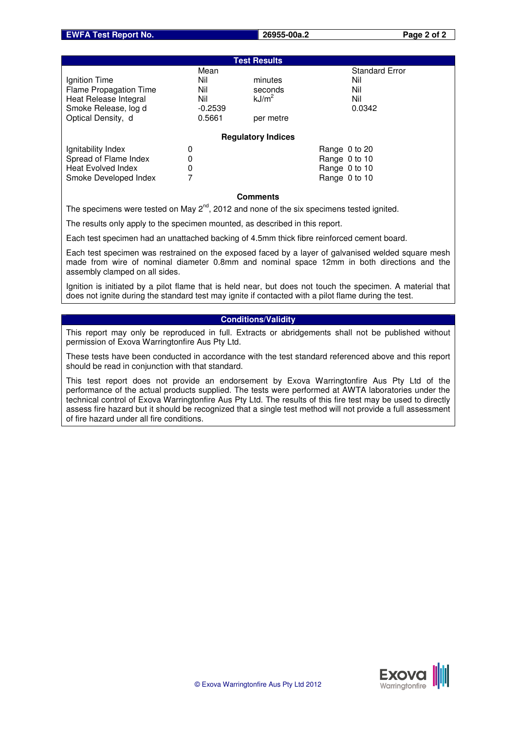## Test Results

| | Mean | | Standard Error |
|---|---|---|---|
| Ignition Time | Nil | minutes | Nil |
| Flame Propagation Time | Nil | seconds | Nil |
| Heat Release Integral | Nil | $kJ/m^2$ | Nil |
| Smoke Release, log d | -0.2539 | | 0.0342 |
| Optical Density, d | 0.5661 | per metre | |

### Regulatory Indices

| | | |
|---|---|---|
| Ignitability Index | 0 | Range 0 to 20 |
| Spread of Flame Index | 0 | Range 0 to 10 |
| Heat Evolved Index | 0 | Range 0 to 10 |
| Smoke Developed Index | 7 | Range 0 to 10 |

### Comments

The specimens were tested on May 2nd, 2012 and none of the six specimens tested ignited.

The results only apply to the specimen mounted, as described in this report.

Each test specimen had an unattached backing of 4.5mm thick fibre reinforced cement board.

Each test specimen was restrained on the exposed faced by a layer of galvanised welded square mesh made from wire of nominal diameter 0.8mm and nominal space 12mm in both directions and the assembly clamped on all sides.

Ignition is initiated by a pilot flame that is held near, but does not touch the specimen. A material that does not ignite during the standard test may ignite if contacted with a pilot flame during the test.

## Conditions/Validity

This report may only be reproduced in full. Extracts or abridgements shall not be published without permission of Exova Warringtonfire Aus Pty Ltd.

These tests have been conducted in accordance with the test standard referenced above and this report should be read in conjunction with that standard.

This test report does not provide an endorsement by Exova Warringtonfire Aus Pty Ltd of the performance of the actual products supplied. The tests were performed at AWTA laboratories under the technical control of Exova Warringtonfire Aus Pty Ltd. The results of this fire test may be used to directly assess fire hazard but it should be recognized that a single test method will not provide a full assessment of fire hazard under all fire conditions.

© Exova Warringtonfire Aus Pty Ltd 2012